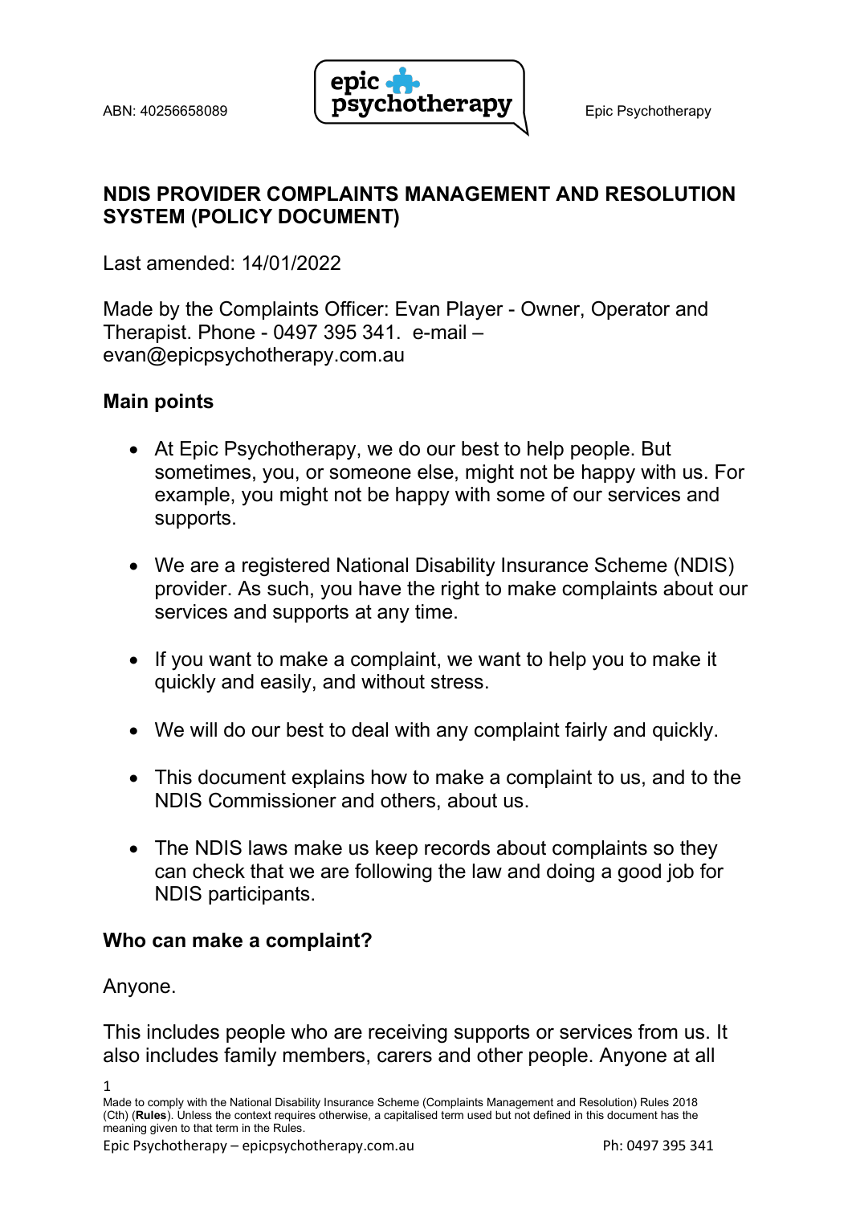ABN: 40256658089 Epic Psychotherapy

# NDIS PROVIDER COMPLAINTS MANAGEMENT AND RESOLUTION SYSTEM (POLICY DOCUMENT)[1]

Last amended: 14/01/2022

Made by the Complaints Officer: Evan Player - Owner, Operator and Therapist. Phone - 0497 395 341. e-mail – evan@epicpsychotherapy.com.au

## Main points

- At Epic Psychotherapy, we do our best to help people. But sometimes, you, or someone else, might not be happy with us. For example, you might not be happy with some of our services and supports.
- We are a registered National Disability Insurance Scheme (NDIS) provider. As such, you have the right to make complaints about our services and supports at any time.
- If you want to make a complaint, we want to help you to make it quickly and easily, and without stress.
- We will do our best to deal with any complaint fairly and quickly.
- This document explains how to make a complaint to us, and to the NDIS Commissioner and others, about us.
- The NDIS laws make us keep records about complaints so they can check that we are following the law and doing a good job for NDIS participants.

## Who can make a complaint?

Anyone.

This includes people who are receiving supports or services from us. It also includes family members, carers and other people. Anyone at all

[1] Made to comply with the National Disability Insurance Scheme (Complaints Management and Resolution) Rules 2018 (Cth) (**Rules**). Unless the context requires otherwise, a capitalised term used but not defined in this document has the meaning given to that term in the Rules.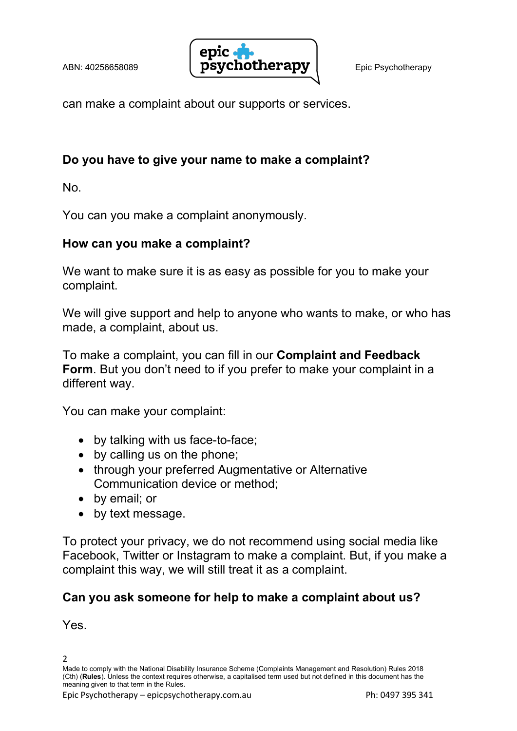can make a complaint about our supports or services.

### Do you have to give your name to make a complaint?

No.

You can you make a complaint anonymously.

### How can you make a complaint?

We want to make sure it is as easy as possible for you to make your complaint.

We will give support and help to anyone who wants to make, or who has made, a complaint, about us.

To make a complaint, you can fill in our **Complaint and Feedback Form**. But you don't need to if you prefer to make your complaint in a different way.

You can make your complaint:

- by talking with us face-to-face;
- by calling us on the phone;
- through your preferred Augmentative or Alternative Communication device or method;
- by email; or
- by text message.

To protect your privacy, we do not recommend using social media like Facebook, Twitter or Instagram to make a complaint. But, if you make a complaint this way, we will still treat it as a complaint.

### Can you ask someone for help to make a complaint about us?

Yes.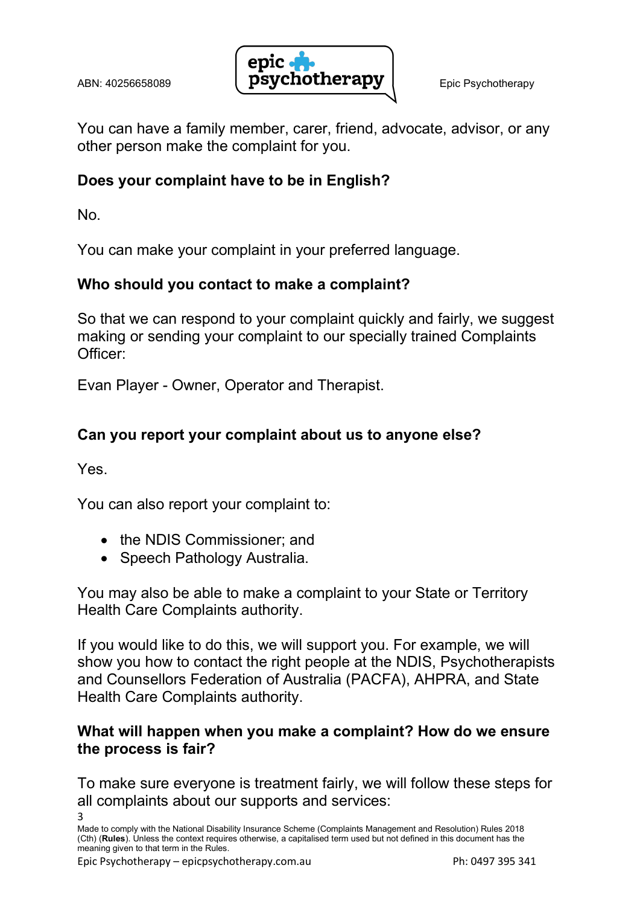You can have a family member, carer, friend, advocate, advisor, or any other person make the complaint for you.

**Does your complaint have to be in English?**

No.

You can make your complaint in your preferred language.

**Who should you contact to make a complaint?**

So that we can respond to your complaint quickly and fairly, we suggest making or sending your complaint to our specially trained Complaints Officer:

Evan Player - Owner, Operator and Therapist.

**Can you report your complaint about us to anyone else?**

Yes.

You can also report your complaint to:

- the NDIS Commissioner; and
- Speech Pathology Australia.

You may also be able to make a complaint to your State or Territory Health Care Complaints authority.

If you would like to do this, we will support you. For example, we will show you how to contact the right people at the NDIS, Psychotherapists and Counsellors Federation of Australia (PACFA), AHPRA, and State Health Care Complaints authority.

**What will happen when you make a complaint? How do we ensure the process is fair?**

To make sure everyone is treatment fairly, we will follow these steps for all complaints about our supports and services:

Made to comply with the National Disability Insurance Scheme (Complaints Management and Resolution) Rules 2018 (Cth) (**Rules**). Unless the context requires otherwise, a capitalised term used but not defined in this document has the meaning given to that term in the Rules.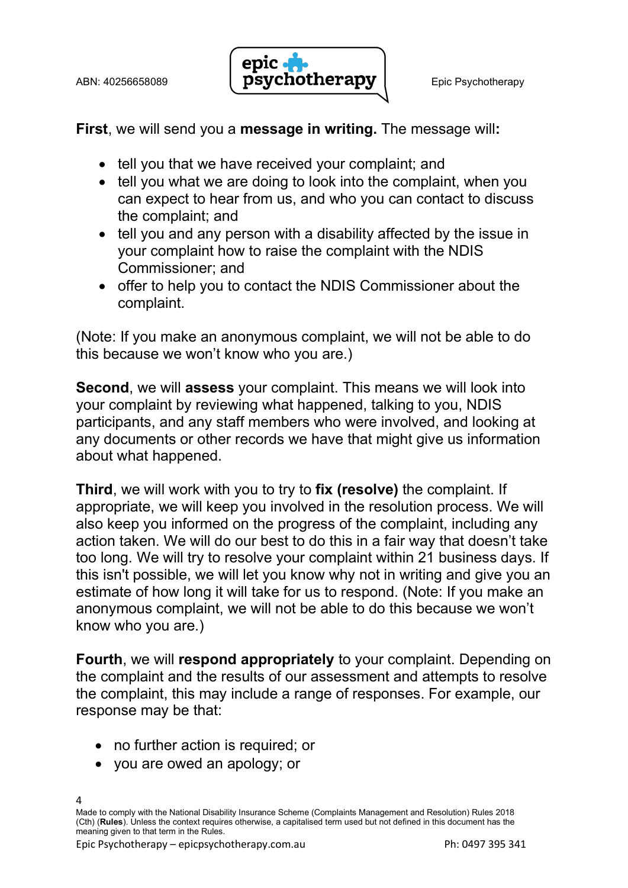**First**, we will send you a **message in writing.** The message will**:**

- tell you that we have received your complaint; and
- tell you what we are doing to look into the complaint, when you can expect to hear from us, and who you can contact to discuss the complaint; and
- tell you and any person with a disability affected by the issue in your complaint how to raise the complaint with the NDIS Commissioner; and
- offer to help you to contact the NDIS Commissioner about the complaint.

(Note: If you make an anonymous complaint, we will not be able to do this because we won't know who you are.)

**Second**, we will **assess** your complaint. This means we will look into your complaint by reviewing what happened, talking to you, NDIS participants, and any staff members who were involved, and looking at any documents or other records we have that might give us information about what happened.

**Third**, we will work with you to try to **fix (resolve)** the complaint. If appropriate, we will keep you involved in the resolution process. We will also keep you informed on the progress of the complaint, including any action taken. We will do our best to do this in a fair way that doesn't take too long. We will try to resolve your complaint within 21 business days. If this isn't possible, we will let you know why not in writing and give you an estimate of how long it will take for us to respond. (Note: If you make an anonymous complaint, we will not be able to do this because we won't know who you are.)

**Fourth**, we will **respond appropriately** to your complaint. Depending on the complaint and the results of our assessment and attempts to resolve the complaint, this may include a range of responses. For example, our response may be that:

- no further action is required; or
- you are owed an apology; or

Made to comply with the National Disability Insurance Scheme (Complaints Management and Resolution) Rules 2018 (Cth) (**Rules**). Unless the context requires otherwise, a capitalised term used but not defined in this document has the meaning given to that term in the Rules.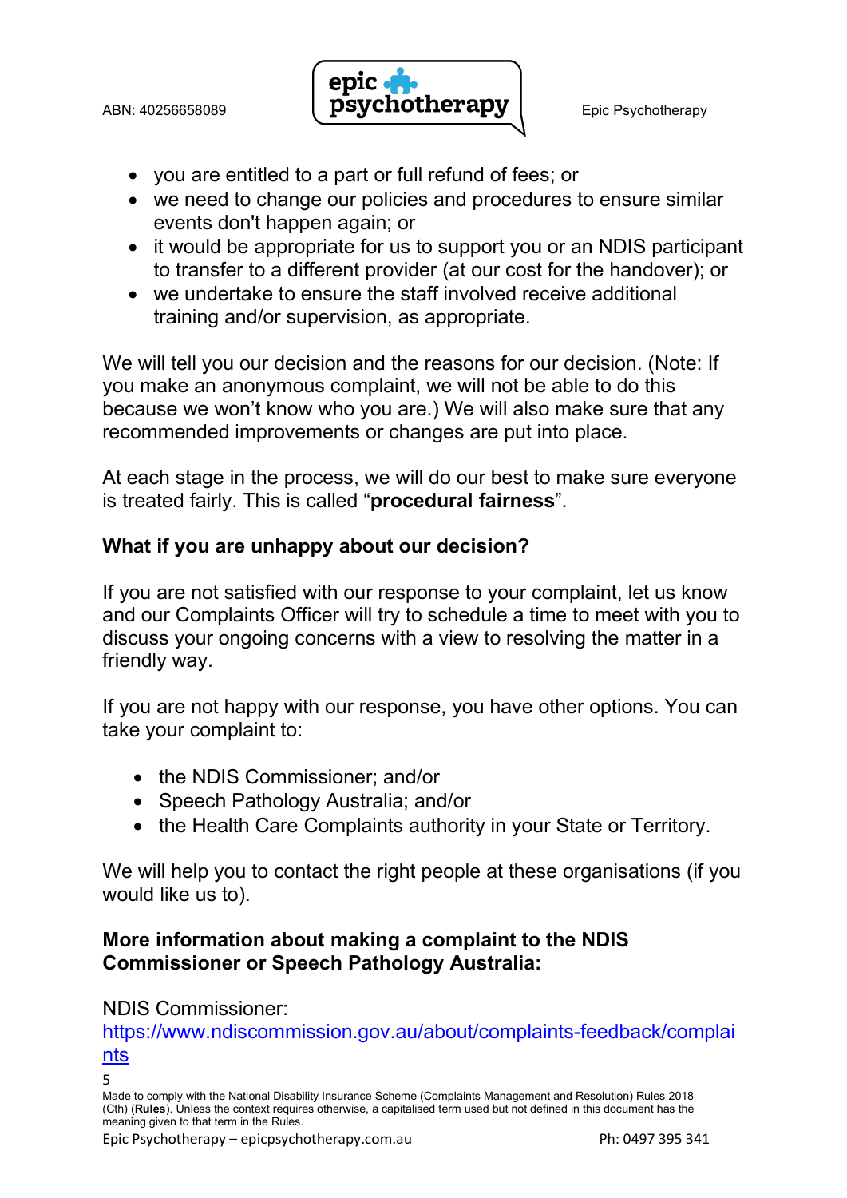- you are entitled to a part or full refund of fees; or
- we need to change our policies and procedures to ensure similar events don't happen again; or
- it would be appropriate for us to support you or an NDIS participant to transfer to a different provider (at our cost for the handover); or
- we undertake to ensure the staff involved receive additional training and/or supervision, as appropriate.

We will tell you our decision and the reasons for our decision. (Note: If you make an anonymous complaint, we will not be able to do this because we won't know who you are.) We will also make sure that any recommended improvements or changes are put into place.

At each stage in the process, we will do our best to make sure everyone is treated fairly. This is called "**procedural fairness**".

**What if you are unhappy about our decision?**

If you are not satisfied with our response to your complaint, let us know and our Complaints Officer will try to schedule a time to meet with you to discuss your ongoing concerns with a view to resolving the matter in a friendly way.

If you are not happy with our response, you have other options. You can take your complaint to:

- the NDIS Commissioner; and/or
- Speech Pathology Australia; and/or
- the Health Care Complaints authority in your State or Territory.

We will help you to contact the right people at these organisations (if you would like us to).

**More information about making a complaint to the NDIS Commissioner or Speech Pathology Australia:**

NDIS Commissioner:
https://www.ndiscommission.gov.au/about/complaints-feedback/complaints

Made to comply with the National Disability Insurance Scheme (Complaints Management and Resolution) Rules 2018 (Cth) (**Rules**). Unless the context requires otherwise, a capitalised term used but not defined in this document has the meaning given to that term in the Rules.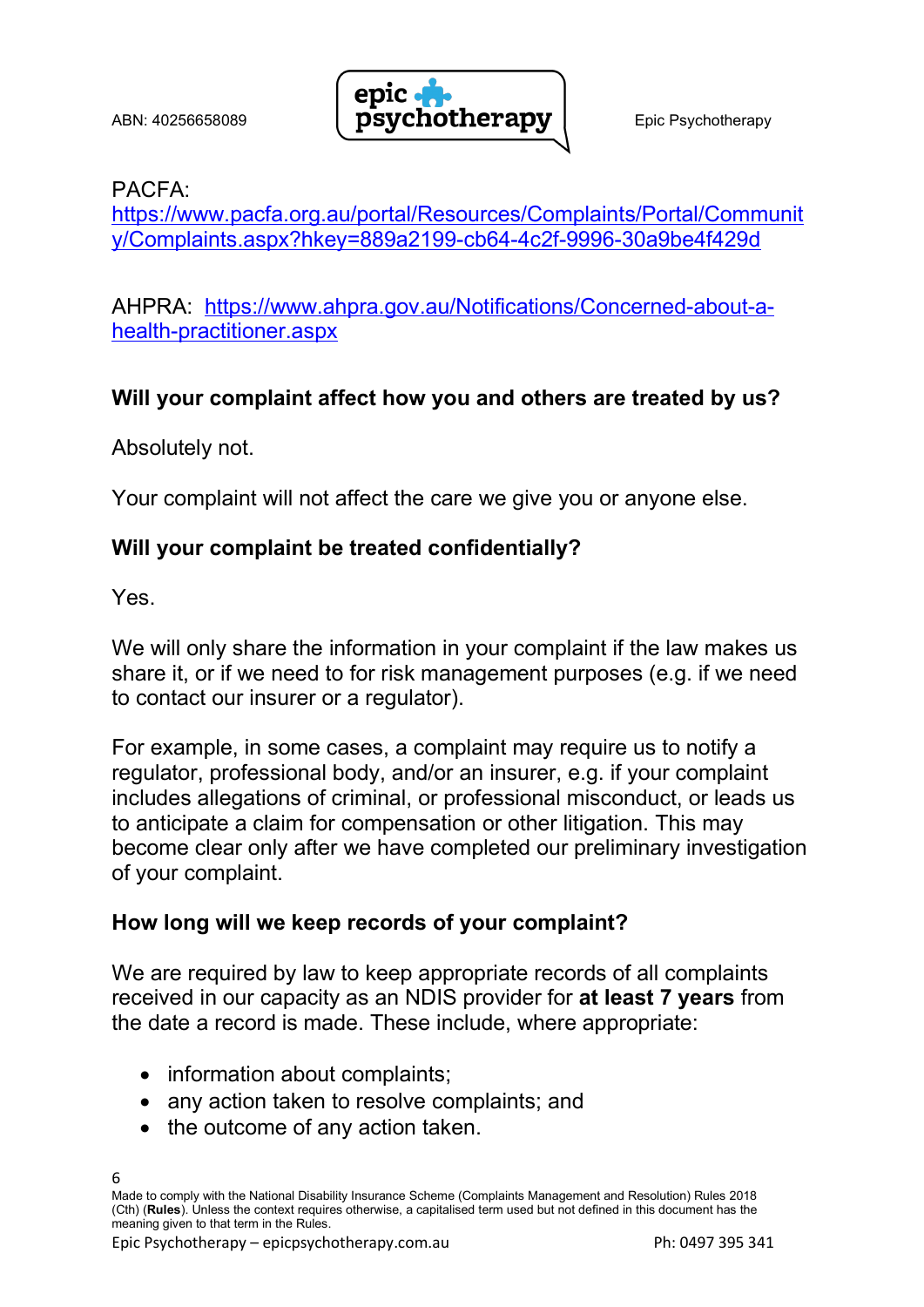PACFA: https://www.pacfa.org.au/portal/Resources/Complaints/Portal/Community/Complaints.aspx?hkey=889a2199-cb64-4c2f-9996-30a9be4f429d

AHPRA: https://www.ahpra.gov.au/Notifications/Concerned-about-a-health-practitioner.aspx

**Will your complaint affect how you and others are treated by us?**

Absolutely not.

Your complaint will not affect the care we give you or anyone else.

**Will your complaint be treated confidentially?**

Yes.

We will only share the information in your complaint if the law makes us share it, or if we need to for risk management purposes (e.g. if we need to contact our insurer or a regulator).

For example, in some cases, a complaint may require us to notify a regulator, professional body, and/or an insurer, e.g. if your complaint includes allegations of criminal, or professional misconduct, or leads us to anticipate a claim for compensation or other litigation. This may become clear only after we have completed our preliminary investigation of your complaint.

**How long will we keep records of your complaint?**

We are required by law to keep appropriate records of all complaints received in our capacity as an NDIS provider for **at least 7 years** from the date a record is made. These include, where appropriate:

- information about complaints;
- any action taken to resolve complaints; and
- the outcome of any action taken.

Made to comply with the National Disability Insurance Scheme (Complaints Management and Resolution) Rules 2018 (Cth) (**Rules**). Unless the context requires otherwise, a capitalised term used but not defined in this document has the meaning given to that term in the Rules.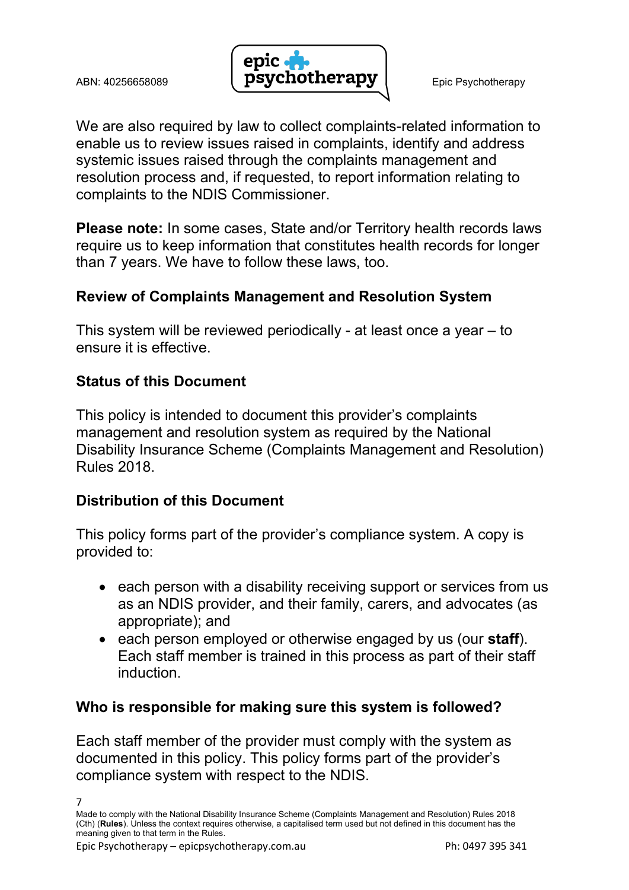We are also required by law to collect complaints-related information to enable us to review issues raised in complaints, identify and address systemic issues raised through the complaints management and resolution process and, if requested, to report information relating to complaints to the NDIS Commissioner.

**Please note:** In some cases, State and/or Territory health records laws require us to keep information that constitutes health records for longer than 7 years. We have to follow these laws, too.

### Review of Complaints Management and Resolution System

This system will be reviewed periodically - at least once a year – to ensure it is effective.

### Status of this Document

This policy is intended to document this provider's complaints management and resolution system as required by the National Disability Insurance Scheme (Complaints Management and Resolution) Rules 2018.

### Distribution of this Document

This policy forms part of the provider's compliance system. A copy is provided to:

- each person with a disability receiving support or services from us as an NDIS provider, and their family, carers, and advocates (as appropriate); and
- each person employed or otherwise engaged by us (our **staff**). Each staff member is trained in this process as part of their staff induction.

### Who is responsible for making sure this system is followed?

Each staff member of the provider must comply with the system as documented in this policy. This policy forms part of the provider's compliance system with respect to the NDIS.

Made to comply with the National Disability Insurance Scheme (Complaints Management and Resolution) Rules 2018 (Cth) (**Rules**). Unless the context requires otherwise, a capitalised term used but not defined in this document has the meaning given to that term in the Rules.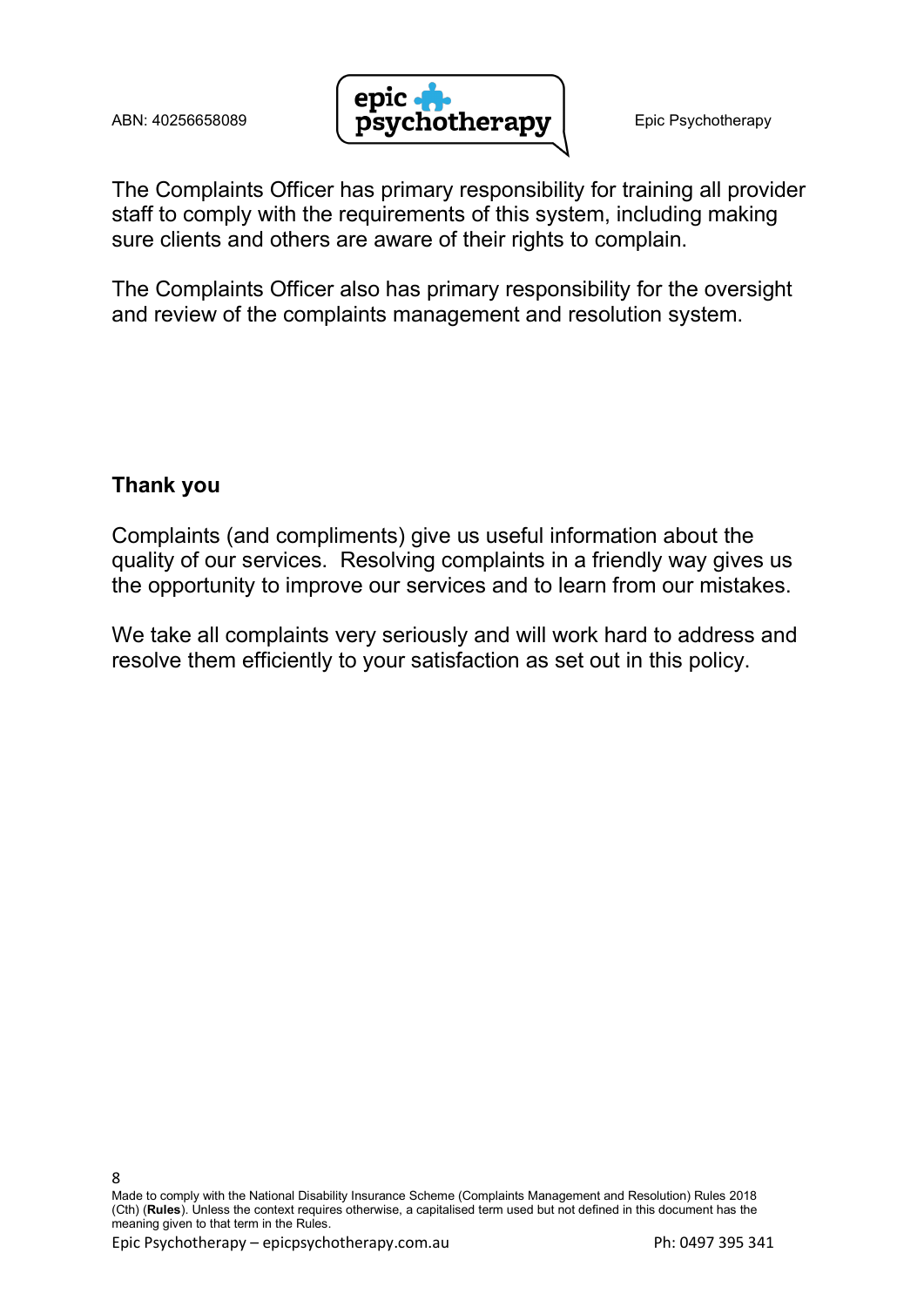The Complaints Officer has primary responsibility for training all provider staff to comply with the requirements of this system, including making sure clients and others are aware of their rights to complain.

The Complaints Officer also has primary responsibility for the oversight and review of the complaints management and resolution system.

**Thank you**

Complaints (and compliments) give us useful information about the quality of our services. Resolving complaints in a friendly way gives us the opportunity to improve our services and to learn from our mistakes.

We take all complaints very seriously and will work hard to address and resolve them efficiently to your satisfaction as set out in this policy.